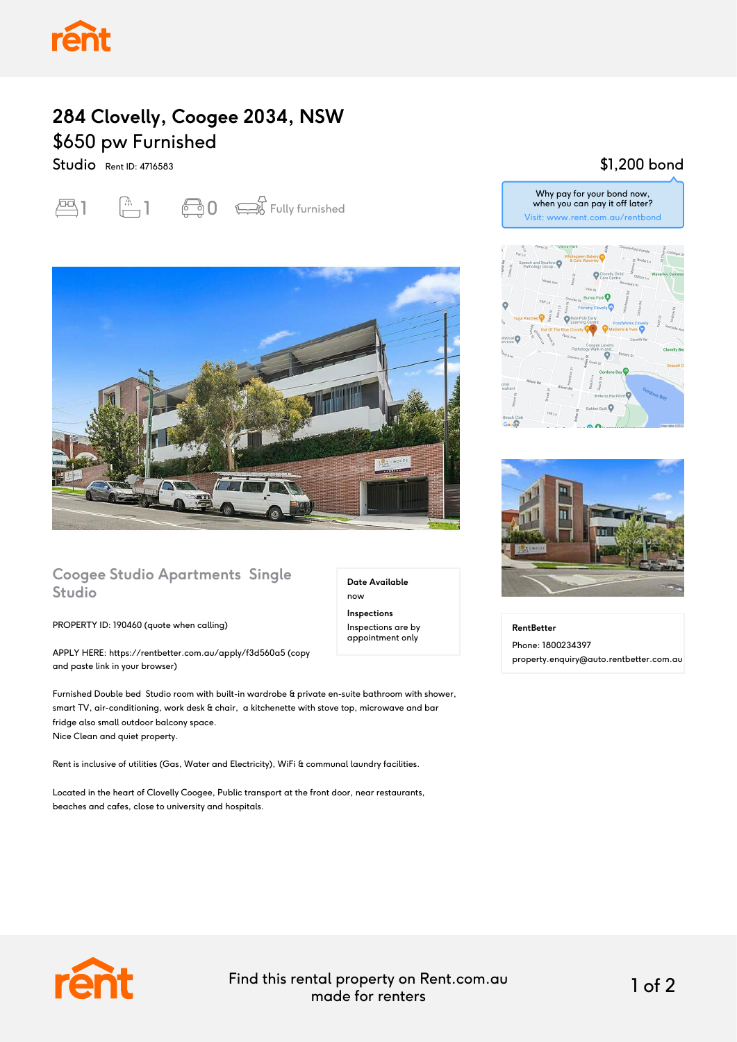# 284 Clovelly, Coogee 2034, NSW

## $650 pw Furnished

Studio Rent ID: 4716583

1 1 0 Fully furnished

$1,200 bond

Why pay for your bond now, when you can pay it off later?
Visit: www.rent.com.au/rentbond

## Coogee Studio Apartments Single Studio

PROPERTY ID: 190460 (quote when calling)

APPLY HERE: https://rentbetter.com.au/apply/f3d560a5 (copy and paste link in your browser)

**Date Available**
now

**Inspections**
Inspections are by appointment only

Furnished Double bed Studio room with built-in wardrobe & private en-suite bathroom with shower, smart TV, air-conditioning, work desk & chair, a kitchenette with stove top, microwave and bar fridge also small outdoor balcony space.
Nice Clean and quiet property.

Rent is inclusive of utilities (Gas, Water and Electricity), WiFi & communal laundry facilities.

Located in the heart of Clovelly Coogee, Public transport at the front door, near restaurants, beaches and cafes, close to university and hospitals.

**RentBetter**
Phone: 1800234397
property.enquiry@auto.rentbetter.com.au

Find this rental property on Rent.com.au made for renters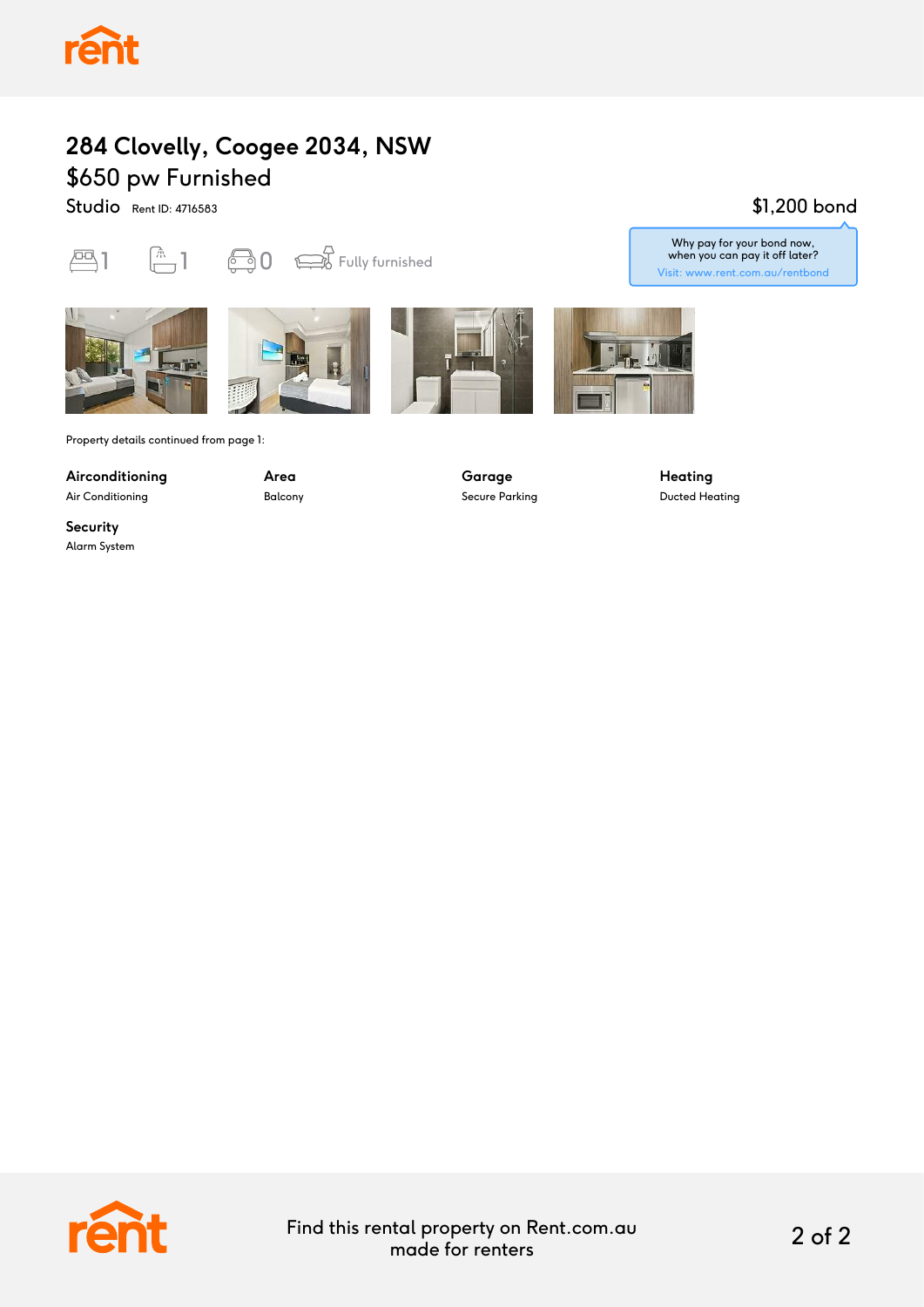# 284 Clovelly, Coogee 2034, NSW

## $650 pw Furnished

Studio Rent ID: 4716583

$1,200 bond

Why pay for your bond now, when you can pay it off later?
Visit: www.rent.com.au/rentbond

1 1 0 Fully furnished

Property details continued from page 1:

**Airconditioning**
Air Conditioning

**Area**
Balcony

**Garage**
Secure Parking

**Heating**
Ducted Heating

**Security**
Alarm System

Find this rental property on Rent.com.au made for renters